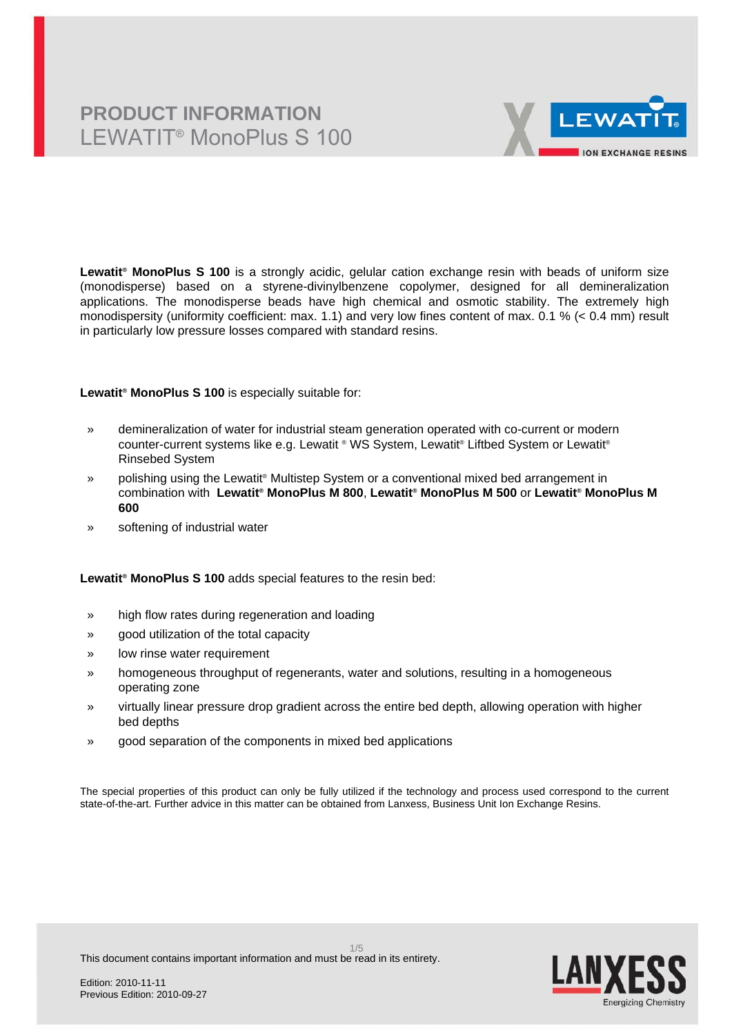# PRODUCT INFORMATION
## LEWATIT® MonoPlus S 100

**Lewatit® MonoPlus S 100** is a strongly acidic, gelular cation exchange resin with beads of uniform size (monodisperse) based on a styrene-divinylbenzene copolymer, designed for all demineralization applications. The monodisperse beads have high chemical and osmotic stability. The extremely high monodispersity (uniformity coefficient: max. 1.1) and very low fines content of max. 0.1 % (< 0.4 mm) result in particularly low pressure losses compared with standard resins.

**Lewatit® MonoPlus S 100** is especially suitable for:

- demineralization of water for industrial steam generation operated with co-current or modern counter-current systems like e.g. Lewatit ® WS System, Lewatit® Liftbed System or Lewatit® Rinsebed System
- polishing using the Lewatit® Multistep System or a conventional mixed bed arrangement in combination with **Lewatit® MonoPlus M 800**, **Lewatit® MonoPlus M 500** or **Lewatit® MonoPlus M 600**
- softening of industrial water

**Lewatit® MonoPlus S 100** adds special features to the resin bed:

- high flow rates during regeneration and loading
- good utilization of the total capacity
- low rinse water requirement
- homogeneous throughput of regenerants, water and solutions, resulting in a homogeneous operating zone
- virtually linear pressure drop gradient across the entire bed depth, allowing operation with higher bed depths
- good separation of the components in mixed bed applications

The special properties of this product can only be fully utilized if the technology and process used correspond to the current state-of-the-art. Further advice in this matter can be obtained from Lanxess, Business Unit Ion Exchange Resins.

This document contains important information and must be read in its entirety.

Edition: 2010-11-11
Previous Edition: 2010-09-27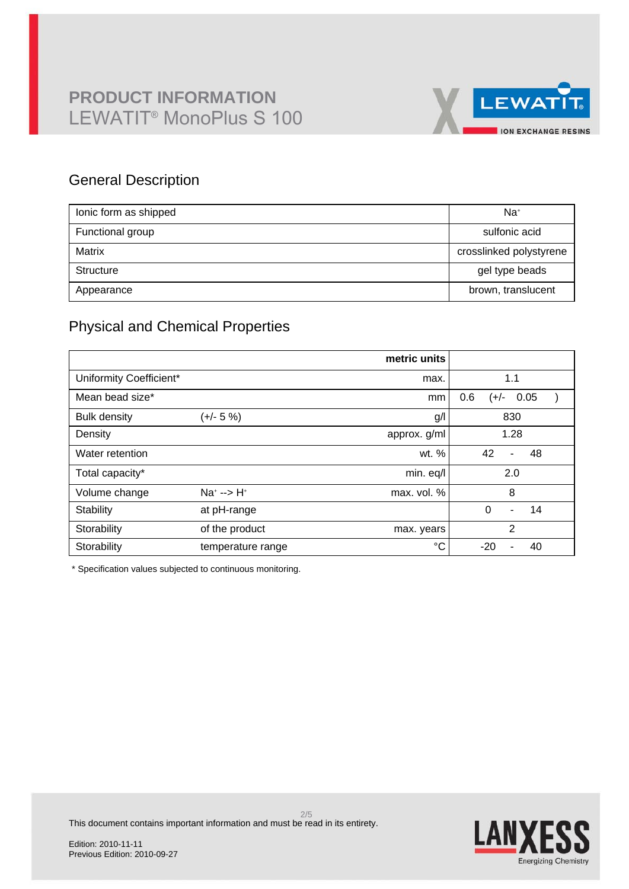# PRODUCT INFORMATION

LEWATIT® MonoPlus S 100

## General Description

| | |
|---|---|
| Ionic form as shipped | $Na^+$ |
| Functional group | sulfonic acid |
| Matrix | crosslinked polystyrene |
| Structure | gel type beads |
| Appearance | brown, translucent |

## Physical and Chemical Properties

| | | metric units | |
|---|---|---|---|
| Uniformity Coefficient* | | max. | 1.1 |
| Mean bead size* | | mm | 0.6 (+/- 0.05 ) |
| Bulk density | (+/- 5 %) | g/l | 830 |
| Density | | approx. g/ml | 1.28 |
| Water retention | | wt. % | 42 - 48 |
| Total capacity* | | min. eq/l | 2.0 |
| Volume change | $Na^+$ --> $H^+$ | max. vol. % | 8 |
| Stability | at pH-range | | 0 - 14 |
| Storability | of the product | max. years | 2 |
| Storability | temperature range | °C | -20 - 40 |

* Specification values subjected to continuous monitoring.

This document contains important information and must be read in its entirety.

Edition: 2010-11-11
Previous Edition: 2010-09-27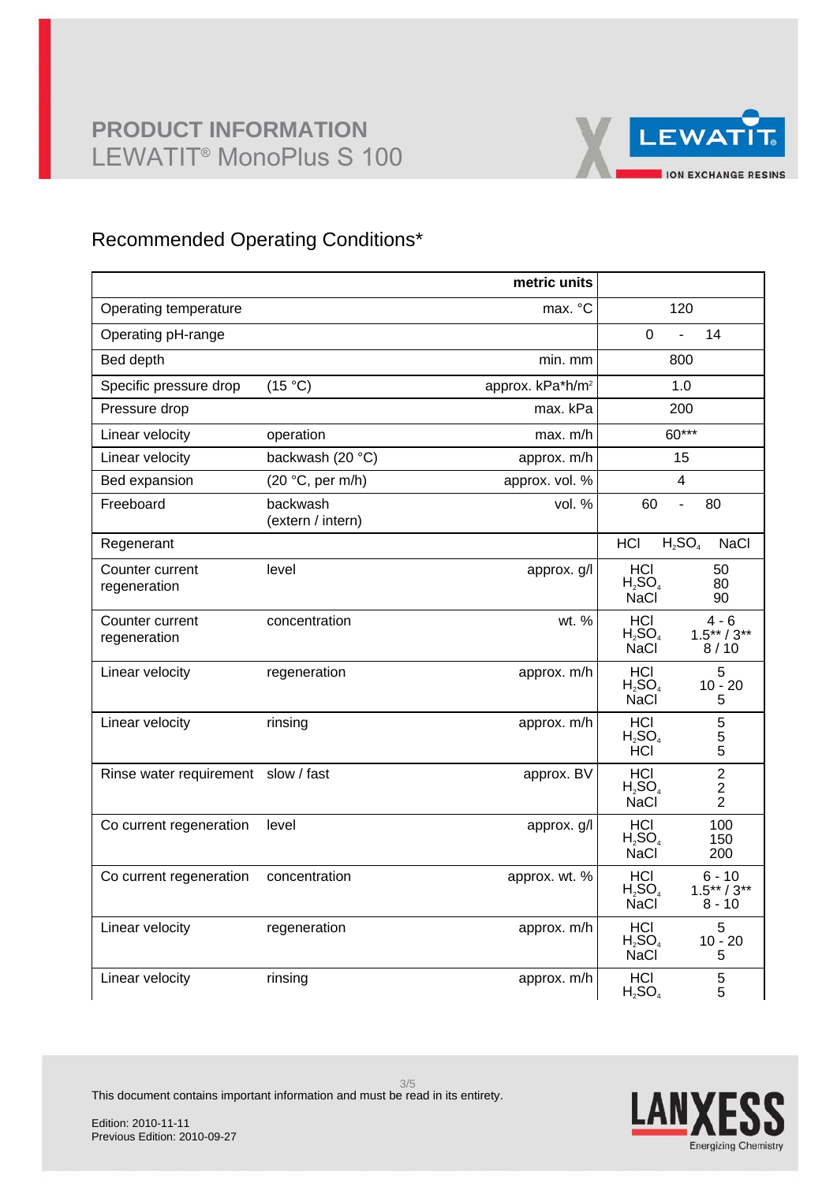# PRODUCT INFORMATION
## LEWATIT® MonoPlus S 100

### Recommended Operating Conditions*

| | | metric units | |
|---|---|---|---|
| Operating temperature | | max. °C | 120 |
| Operating pH-range | | | 0 - 14 |
| Bed depth | | min. mm | 800 |
| Specific pressure drop | (15 °C) | approx. kPa*h/m² | 1.0 |
| Pressure drop | | max. kPa | 200 |
| Linear velocity | operation | max. m/h | 60*** |
| Linear velocity | backwash (20 °C) | approx. m/h | 15 |
| Bed expansion | (20 °C, per m/h) | approx. vol. % | 4 |
| Freeboard | backwash (extern / intern) | vol. % | 60 - 80 |
| Regenerant | | | HCl $H_2SO_4$ NaCl |
| Counter current regeneration | level | approx. g/l | HCl 50<br>$H_2SO_4$ 80<br>NaCl 90 |
| Counter current regeneration | concentration | wt. % | HCl 4 - 6<br>$H_2SO_4$ 1.5** / 3**<br>NaCl 8 / 10 |
| Linear velocity | regeneration | approx. m/h | HCl 5<br>$H_2SO_4$ 10 - 20<br>NaCl 5 |
| Linear velocity | rinsing | approx. m/h | HCl 5<br>$H_2SO_4$ 5<br>HCl 5 |
| Rinse water requirement | slow / fast | approx. BV | HCl 2<br>$H_2SO_4$ 2<br>NaCl 2 |
| Co current regeneration | level | approx. g/l | HCl 100<br>$H_2SO_4$ 150<br>NaCl 200 |
| Co current regeneration | concentration | approx. wt. % | HCl 6 - 10<br>$H_2SO_4$ 1.5** / 3**<br>NaCl 8 - 10 |
| Linear velocity | regeneration | approx. m/h | HCl 5<br>$H_2SO_4$ 10 - 20<br>NaCl 5 |
| Linear velocity | rinsing | approx. m/h | HCl 5<br>$H_2SO_4$ 5 |

This document contains important information and must be read in its entirety.

Edition: 2010-11-11
Previous Edition: 2010-09-27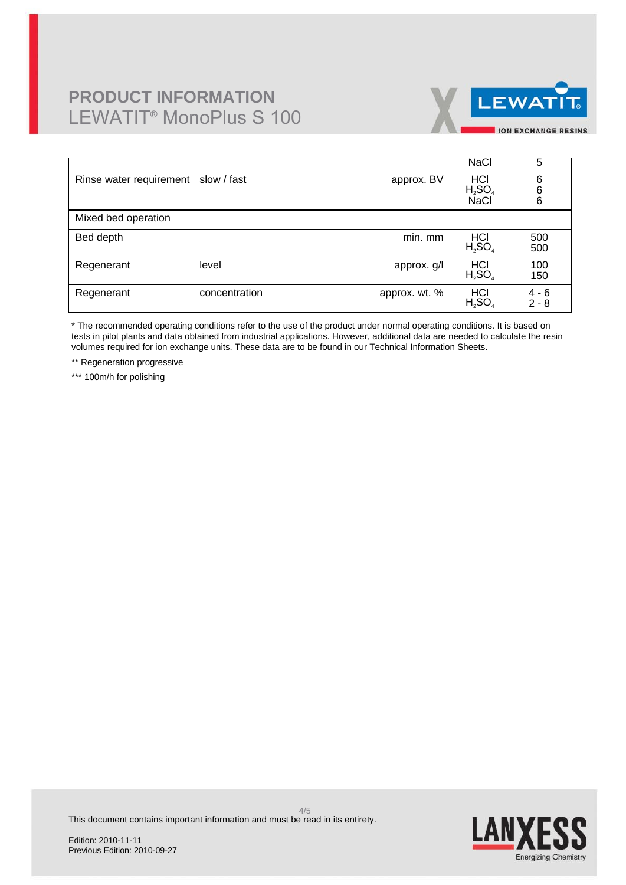# PRODUCT INFORMATION
## LEWATIT® MonoPlus S 100

| | | | | |
|---|---|---|---|---|
| | | | NaCl | 5 |
| Rinse water requirement | slow / fast | approx. BV | HCl<br>$H_2SO_4$<br>NaCl | 6<br>6<br>6 |
| Mixed bed operation | | | | |
| Bed depth | | min. mm | HCl<br>$H_2SO_4$ | 500<br>500 |
| Regenerant | level | approx. g/l | HCl<br>$H_2SO_4$ | 100<br>150 |
| Regenerant | concentration | approx. wt. % | HCl<br>$H_2SO_4$ | 4 - 6<br>2 - 8 |

* The recommended operating conditions refer to the use of the product under normal operating conditions. It is based on tests in pilot plants and data obtained from industrial applications. However, additional data are needed to calculate the resin volumes required for ion exchange units. These data are to be found in our Technical Information Sheets.

** Regeneration progressive

*** 100m/h for polishing

This document contains important information and must be read in its entirety.

Edition: 2010-11-11
Previous Edition: 2010-09-27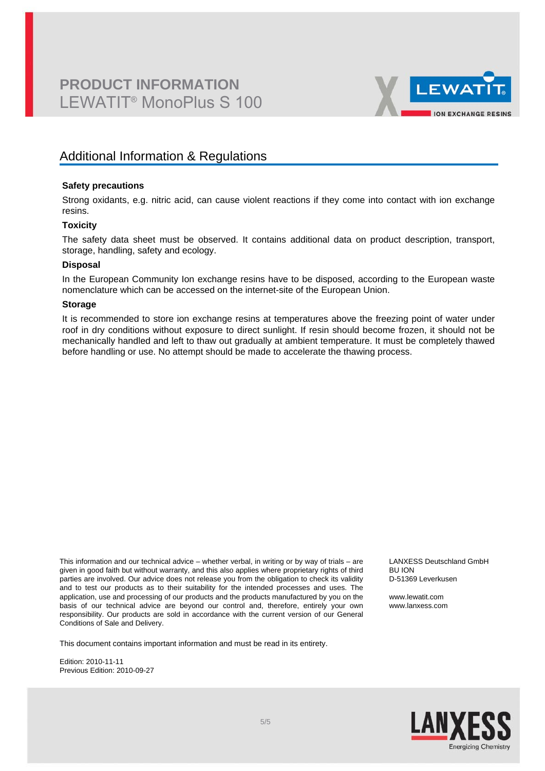## Additional Information & Regulations

**Safety precautions**

Strong oxidants, e.g. nitric acid, can cause violent reactions if they come into contact with ion exchange resins.

**Toxicity**

The safety data sheet must be observed. It contains additional data on product description, transport, storage, handling, safety and ecology.

**Disposal**

In the European Community Ion exchange resins have to be disposed, according to the European waste nomenclature which can be accessed on the internet-site of the European Union.

**Storage**

It is recommended to store ion exchange resins at temperatures above the freezing point of water under roof in dry conditions without exposure to direct sunlight. If resin should become frozen, it should not be mechanically handled and left to thaw out gradually at ambient temperature. It must be completely thawed before handling or use. No attempt should be made to accelerate the thawing process.

This information and our technical advice – whether verbal, in writing or by way of trials – are given in good faith but without warranty, and this also applies where proprietary rights of third parties are involved. Our advice does not release you from the obligation to check its validity and to test our products as to their suitability for the intended processes and uses. The application, use and processing of our products and the products manufactured by you on the basis of our technical advice are beyond our control and, therefore, entirely your own responsibility. Our products are sold in accordance with the current version of our General Conditions of Sale and Delivery.

LANXESS Deutschland GmbH
BU ION
D-51369 Leverkusen

www.lewatit.com
www.lanxess.com

This document contains important information and must be read in its entirety.

Edition: 2010-11-11
Previous Edition: 2010-09-27